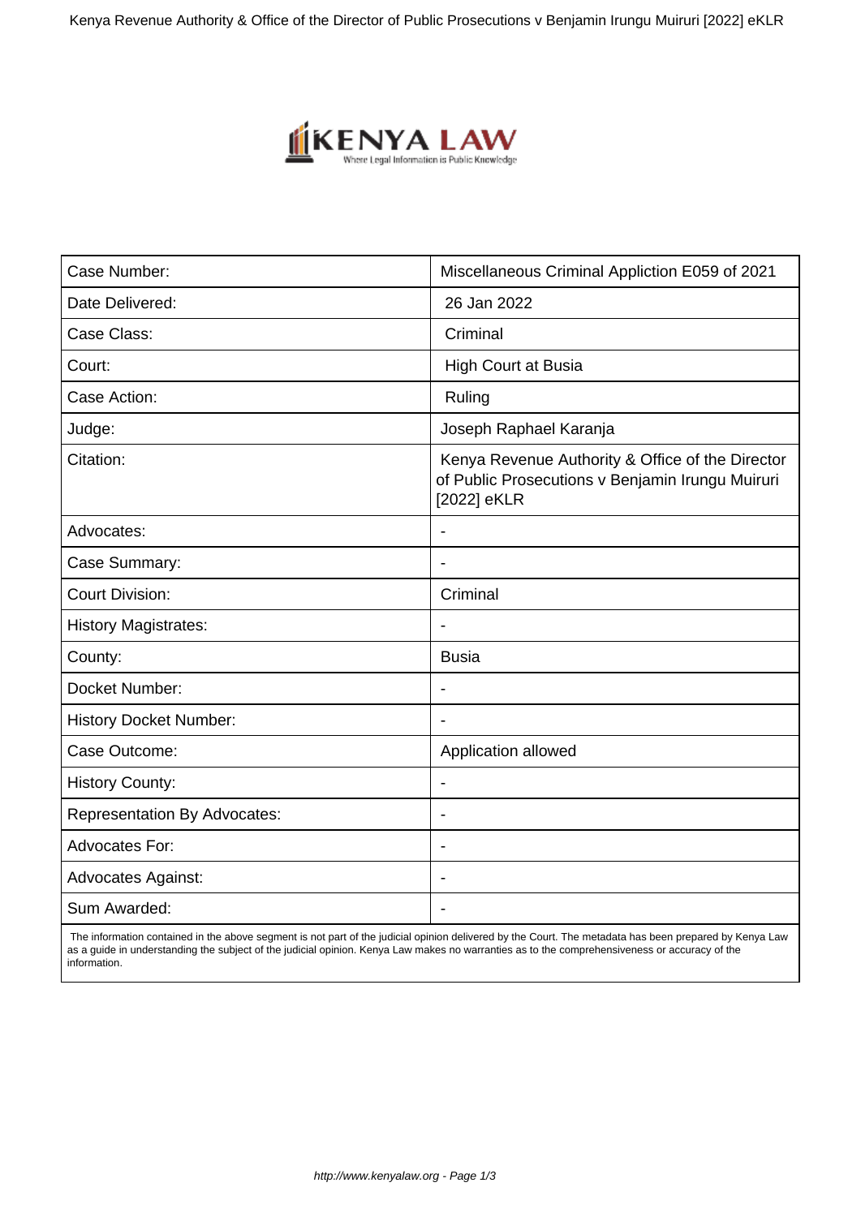| Case Number: | Miscellaneous Criminal Appliction E059 of 2021 |
|---|---|
| Date Delivered: | 26 Jan 2022 |
| Case Class: | Criminal |
| Court: | High Court at Busia |
| Case Action: | Ruling |
| Judge: | Joseph Raphael Karanja |
| Citation: | Kenya Revenue Authority & Office of the Director of Public Prosecutions v Benjamin Irungu Muiruri [2022] eKLR |
| Advocates: | - |
| Case Summary: | - |
| Court Division: | Criminal |
| History Magistrates: | - |
| County: | Busia |
| Docket Number: | - |
| History Docket Number: | - |
| Case Outcome: | Application allowed |
| History County: | - |
| Representation By Advocates: | - |
| Advocates For: | - |
| Advocates Against: | - |
| Sum Awarded: | - |

The information contained in the above segment is not part of the judicial opinion delivered by the Court. The metadata has been prepared by Kenya Law as a guide in understanding the subject of the judicial opinion. Kenya Law makes no warranties as to the comprehensiveness or accuracy of the information.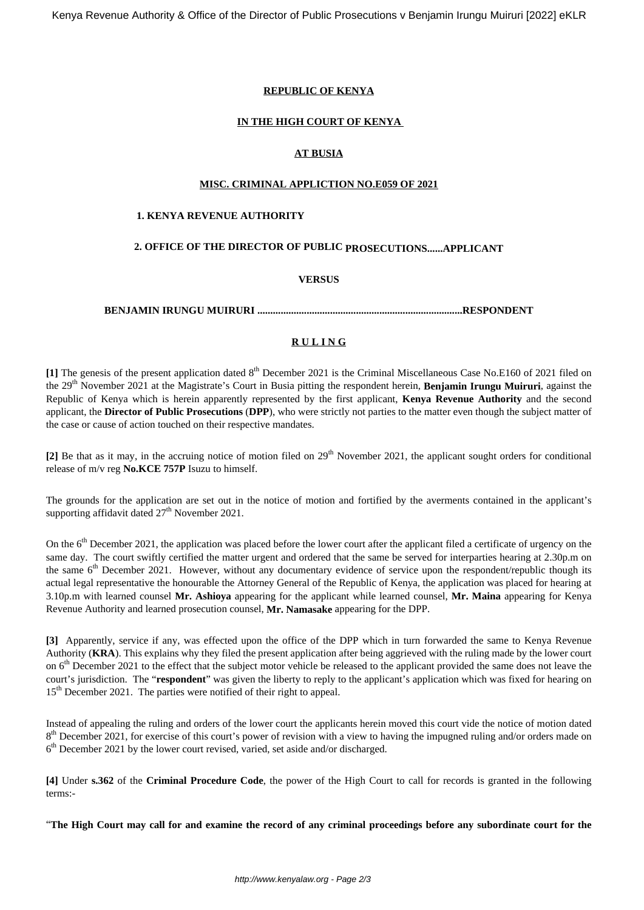**REPUBLIC OF KENYA**

**IN THE HIGH COURT OF KENYA**

**AT BUSIA**

**MISC. CRIMINAL APPLICTION NO.E059 OF 2021**

**1. KENYA REVENUE AUTHORITY**

**2. OFFICE OF THE DIRECTOR OF PUBLIC PROSECUTIONS......APPLICANT**

**VERSUS**

**BENJAMIN IRUNGU MUIRURI ...............................................................................RESPONDENT**

**R U L I N G**

**[1]** The genesis of the present application dated 8th December 2021 is the Criminal Miscellaneous Case No.E160 of 2021 filed on the 29th November 2021 at the Magistrate's Court in Busia pitting the respondent herein, **Benjamin Irungu Muiruri**, against the Republic of Kenya which is herein apparently represented by the first applicant, **Kenya Revenue Authority** and the second applicant, the **Director of Public Prosecutions** (**DPP**), who were strictly not parties to the matter even though the subject matter of the case or cause of action touched on their respective mandates.

**[2]** Be that as it may, in the accruing notice of motion filed on 29th November 2021, the applicant sought orders for conditional release of m/v reg **No.KCE 757P** Isuzu to himself.

The grounds for the application are set out in the notice of motion and fortified by the averments contained in the applicant's supporting affidavit dated 27th November 2021.

On the 6th December 2021, the application was placed before the lower court after the applicant filed a certificate of urgency on the same day. The court swiftly certified the matter urgent and ordered that the same be served for interparties hearing at 2.30p.m on the same 6th December 2021. However, without any documentary evidence of service upon the respondent/republic though its actual legal representative the honourable the Attorney General of the Republic of Kenya, the application was placed for hearing at 3.10p.m with learned counsel **Mr. Ashioya** appearing for the applicant while learned counsel, **Mr. Maina** appearing for Kenya Revenue Authority and learned prosecution counsel, **Mr. Namasake** appearing for the DPP.

**[3]** Apparently, service if any, was effected upon the office of the DPP which in turn forwarded the same to Kenya Revenue Authority (**KRA**). This explains why they filed the present application after being aggrieved with the ruling made by the lower court on 6th December 2021 to the effect that the subject motor vehicle be released to the applicant provided the same does not leave the court's jurisdiction. The "**respondent**" was given the liberty to reply to the applicant's application which was fixed for hearing on 15th December 2021. The parties were notified of their right to appeal.

Instead of appealing the ruling and orders of the lower court the applicants herein moved this court vide the notice of motion dated 8th December 2021, for exercise of this court's power of revision with a view to having the impugned ruling and/or orders made on 6th December 2021 by the lower court revised, varied, set aside and/or discharged.

**[4]** Under **s.362** of the **Criminal Procedure Code**, the power of the High Court to call for records is granted in the following terms:-

"**The High Court may call for and examine the record of any criminal proceedings before any subordinate court for the**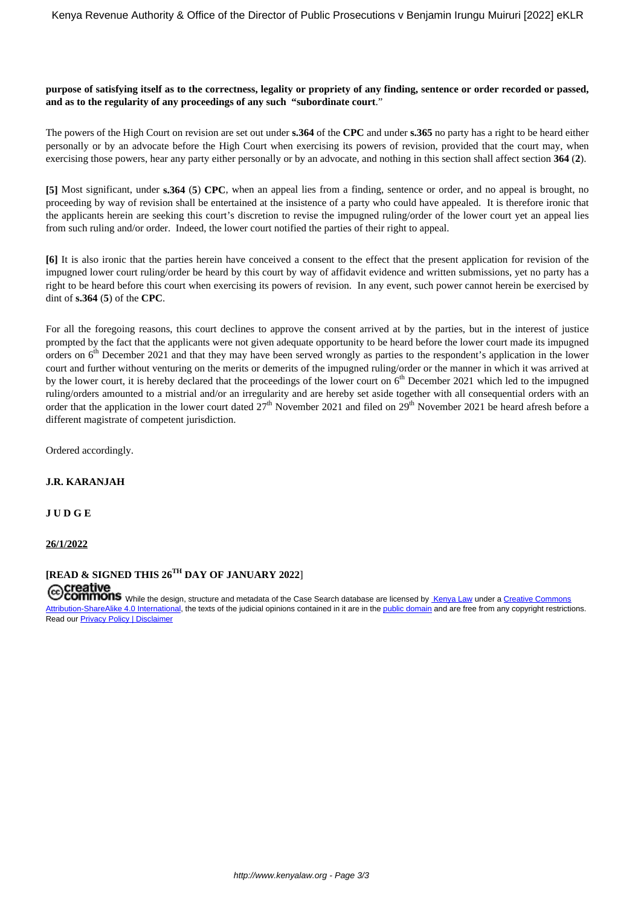**purpose of satisfying itself as to the correctness, legality or propriety of any finding, sentence or order recorded or passed, and as to the regularity of any proceedings of any such "subordinate court**."

The powers of the High Court on revision are set out under **s.364** of the **CPC** and under **s.365** no party has a right to be heard either personally or by an advocate before the High Court when exercising its powers of revision, provided that the court may, when exercising those powers, hear any party either personally or by an advocate, and nothing in this section shall affect section **364** (**2**).

**[5]** Most significant, under **s.364** (**5**) **CPC**, when an appeal lies from a finding, sentence or order, and no appeal is brought, no proceeding by way of revision shall be entertained at the insistence of a party who could have appealed. It is therefore ironic that the applicants herein are seeking this court's discretion to revise the impugned ruling/order of the lower court yet an appeal lies from such ruling and/or order. Indeed, the lower court notified the parties of their right to appeal.

**[6]** It is also ironic that the parties herein have conceived a consent to the effect that the present application for revision of the impugned lower court ruling/order be heard by this court by way of affidavit evidence and written submissions, yet no party has a right to be heard before this court when exercising its powers of revision. In any event, such power cannot herein be exercised by dint of **s.364** (**5**) of the **CPC**.

For all the foregoing reasons, this court declines to approve the consent arrived at by the parties, but in the interest of justice prompted by the fact that the applicants were not given adequate opportunity to be heard before the lower court made its impugned orders on 6th December 2021 and that they may have been served wrongly as parties to the respondent's application in the lower court and further without venturing on the merits or demerits of the impugned ruling/order or the manner in which it was arrived at by the lower court, it is hereby declared that the proceedings of the lower court on 6th December 2021 which led to the impugned ruling/orders amounted to a mistrial and/or an irregularity and are hereby set aside together with all consequential orders with an order that the application in the lower court dated 27th November 2021 and filed on 29th November 2021 be heard afresh before a different magistrate of competent jurisdiction.

Ordered accordingly.

**J.R. KARANJAH**

**J U D G E**

**26/1/2022**

**[READ & SIGNED THIS 26TH DAY OF JANUARY 2022]**

While the design, structure and metadata of the Case Search database are licensed by Kenya Law under a Creative Commons Attribution-ShareAlike 4.0 International, the texts of the judicial opinions contained in it are in the public domain and are free from any copyright restrictions. Read our Privacy Policy | Disclaimer